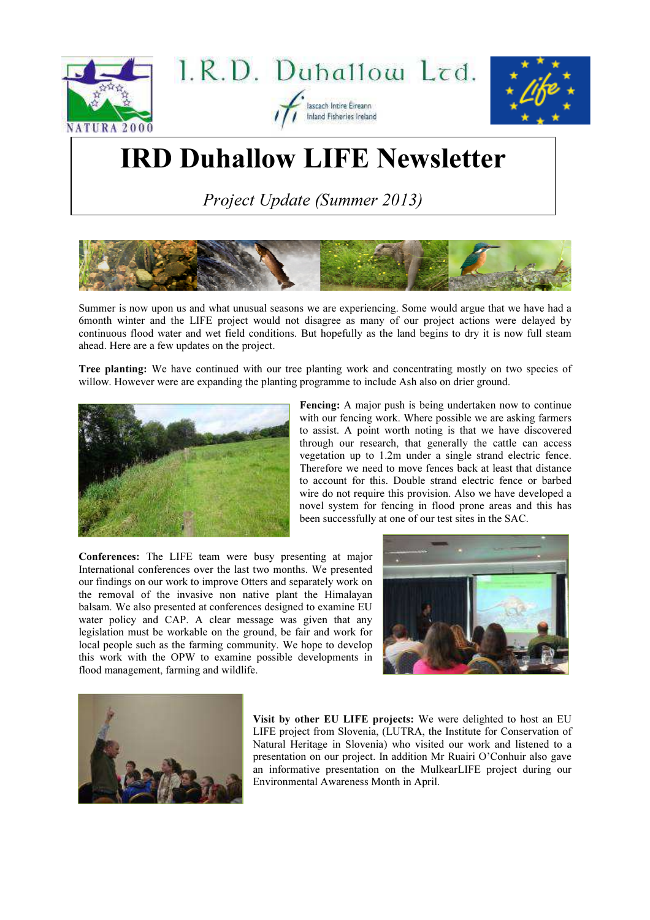I.R.D. Duhallow Ltd.

Iascach Intíre Éireann
Inland Fisheries Ireland

# IRD Duhallow LIFE Newsletter

*Project Update (Summer 2013)*

Summer is now upon us and what unusual seasons we are experiencing. Some would argue that we have had a 6month winter and the LIFE project would not disagree as many of our project actions were delayed by continuous flood water and wet field conditions. But hopefully as the land begins to dry it is now full steam ahead. Here are a few updates on the project.

**Tree planting:** We have continued with our tree planting work and concentrating mostly on two species of willow. However were are expanding the planting programme to include Ash also on drier ground.

**Fencing:** A major push is being undertaken now to continue with our fencing work. Where possible we are asking farmers to assist. A point worth noting is that we have discovered through our research, that generally the cattle can access vegetation up to 1.2m under a single strand electric fence. Therefore we need to move fences back at least that distance to account for this. Double strand electric fence or barbed wire do not require this provision. Also we have developed a novel system for fencing in flood prone areas and this has been successfully at one of our test sites in the SAC.

**Conferences:** The LIFE team were busy presenting at major International conferences over the last two months. We presented our findings on our work to improve Otters and separately work on the removal of the invasive non native plant the Himalayan balsam. We also presented at conferences designed to examine EU water policy and CAP. A clear message was given that any legislation must be workable on the ground, be fair and work for local people such as the farming community. We hope to develop this work with the OPW to examine possible developments in flood management, farming and wildlife.

**Visit by other EU LIFE projects:** We were delighted to host an EU LIFE project from Slovenia, (LUTRA, the Institute for Conservation of Natural Heritage in Slovenia) who visited our work and listened to a presentation on our project. In addition Mr Ruairi O'Conhuir also gave an informative presentation on the MulkearLIFE project during our Environmental Awareness Month in April.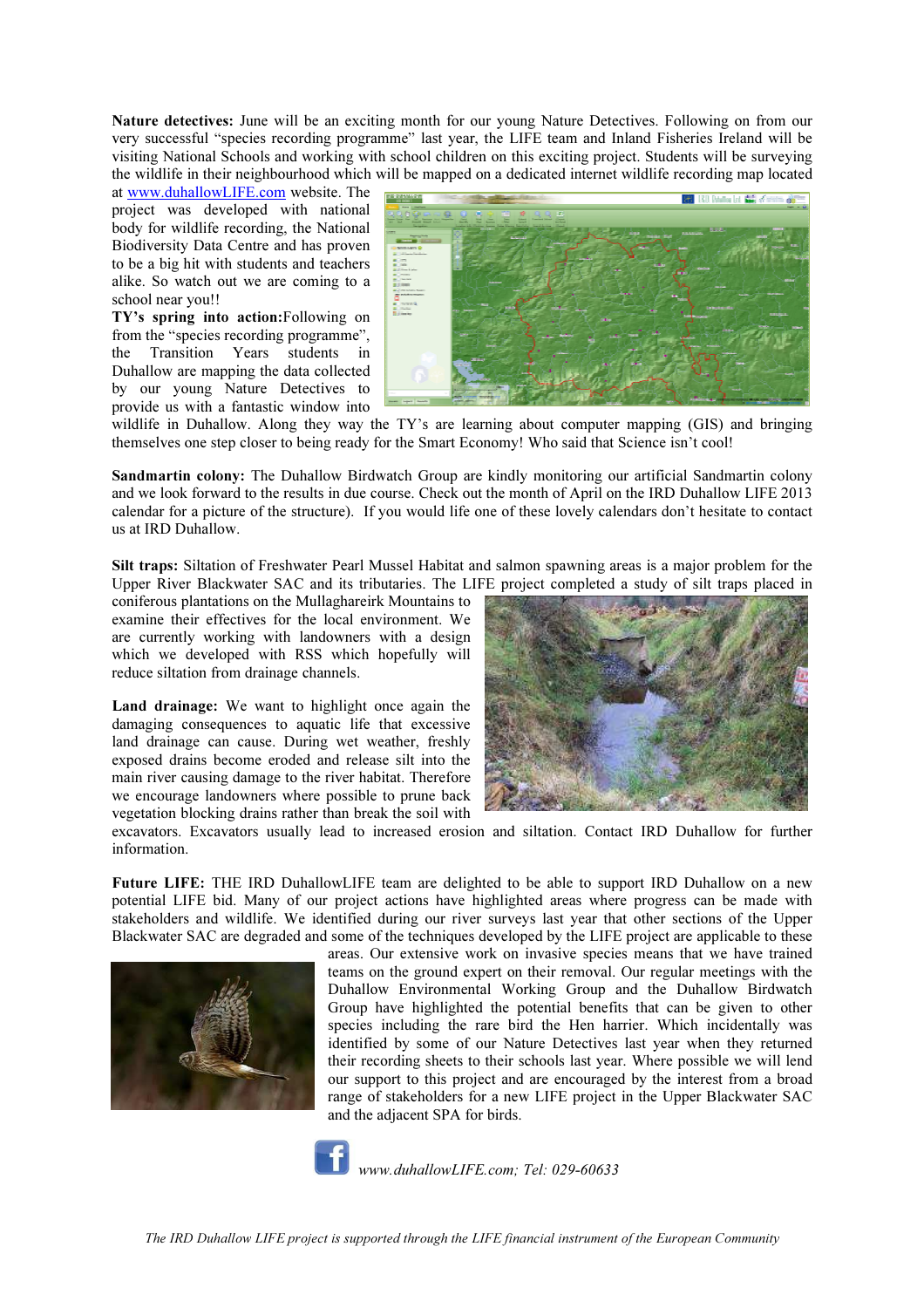**Nature detectives:** June will be an exciting month for our young Nature Detectives. Following on from our very successful "species recording programme" last year, the LIFE team and Inland Fisheries Ireland will be visiting National Schools and working with school children on this exciting project. Students will be surveying the wildlife in their neighbourhood which will be mapped on a dedicated internet wildlife recording map located at [www.duhallowLIFE.com](http://www.duhallowLIFE.com) website. The project was developed with national body for wildlife recording, the National Biodiversity Data Centre and has proven to be a big hit with students and teachers alike. So watch out we are coming to a school near you!!

**TY's spring into action:** Following on from the "species recording programme", the Transition Years students in Duhallow are mapping the data collected by our young Nature Detectives to provide us with a fantastic window into wildlife in Duhallow. Along they way the TY's are learning about computer mapping (GIS) and bringing themselves one step closer to being ready for the Smart Economy! Who said that Science isn't cool!

**Sandmartin colony:** The Duhallow Birdwatch Group are kindly monitoring our artificial Sandmartin colony and we look forward to the results in due course. Check out the month of April on the IRD Duhallow LIFE 2013 calendar for a picture of the structure). If you would life one of these lovely calendars don't hesitate to contact us at IRD Duhallow.

**Silt traps:** Siltation of Freshwater Pearl Mussel Habitat and salmon spawning areas is a major problem for the Upper River Blackwater SAC and its tributaries. The LIFE project completed a study of silt traps placed in coniferous plantations on the Mullaghareirk Mountains to examine their effectives for the local environment. We are currently working with landowners with a design which we developed with RSS which hopefully will reduce siltation from drainage channels.

**Land drainage:** We want to highlight once again the damaging consequences to aquatic life that excessive land drainage can cause. During wet weather, freshly exposed drains become eroded and release silt into the main river causing damage to the river habitat. Therefore we encourage landowners where possible to prune back vegetation blocking drains rather than break the soil with excavators. Excavators usually lead to increased erosion and siltation. Contact IRD Duhallow for further information.

**Future LIFE:** THE IRD DuhallowLIFE team are delighted to be able to support IRD Duhallow on a new potential LIFE bid. Many of our project actions have highlighted areas where progress can be made with stakeholders and wildlife. We identified during our river surveys last year that other sections of the Upper Blackwater SAC are degraded and some of the techniques developed by the LIFE project are applicable to these areas. Our extensive work on invasive species means that we have trained teams on the ground expert on their removal. Our regular meetings with the Duhallow Environmental Working Group and the Duhallow Birdwatch Group have highlighted the potential benefits that can be given to other species including the rare bird the Hen harrier. Which incidentally was identified by some of our Nature Detectives last year when they returned their recording sheets to their schools last year. Where possible we will lend our support to this project and are encouraged by the interest from a broad range of stakeholders for a new LIFE project in the Upper Blackwater SAC and the adjacent SPA for birds.

*www.duhallowLIFE.com; Tel: 029-60633*

*The IRD Duhallow LIFE project is supported through the LIFE financial instrument of the European Community*